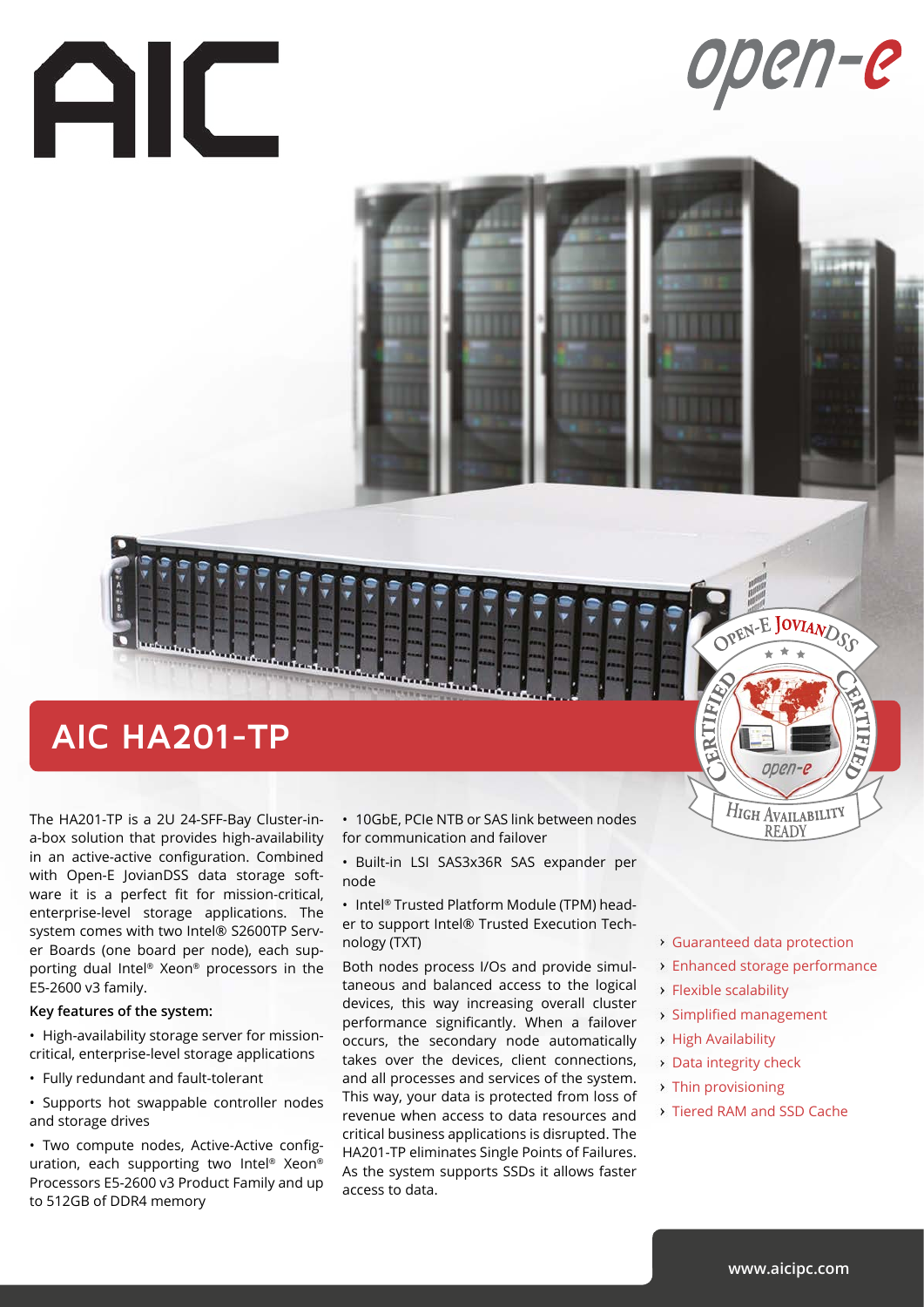# AIC HA201-TP

The HA201-TP is a 2U 24-SFF-Bay Cluster-in-a-box solution that provides high-availability in an active-active configuration. Combined with Open-E JovianDSS data storage software it is a perfect fit for mission-critical, enterprise-level storage applications. The system comes with two Intel® S2600TP Server Boards (one board per node), each supporting dual Intel® Xeon® processors in the E5-2600 v3 family.

**Key features of the system:**

- High-availability storage server for mission-critical, enterprise-level storage applications
- Fully redundant and fault-tolerant
- Supports hot swappable controller nodes and storage drives
- Two compute nodes, Active-Active configuration, each supporting two Intel® Xeon® Processors E5-2600 v3 Product Family and up to 512GB of DDR4 memory
- 10GbE, PCIe NTB or SAS link between nodes for communication and failover
- Built-in LSI SAS3x36R SAS expander per node
- Intel® Trusted Platform Module (TPM) header to support Intel® Trusted Execution Technology (TXT)

Both nodes process I/Os and provide simultaneous and balanced access to the logical devices, this way increasing overall cluster performance significantly. When a failover occurs, the secondary node automatically takes over the devices, client connections, and all processes and services of the system. This way, your data is protected from loss of revenue when access to data resources and critical business applications is disrupted. The HA201-TP eliminates Single Points of Failures. As the system supports SSDs it allows faster access to data.

- Guaranteed data protection
- Enhanced storage performance
- Flexible scalability
- Simplified management
- High Availability
- Data integrity check
- Thin provisioning
- Tiered RAM and SSD Cache

www.aicipc.com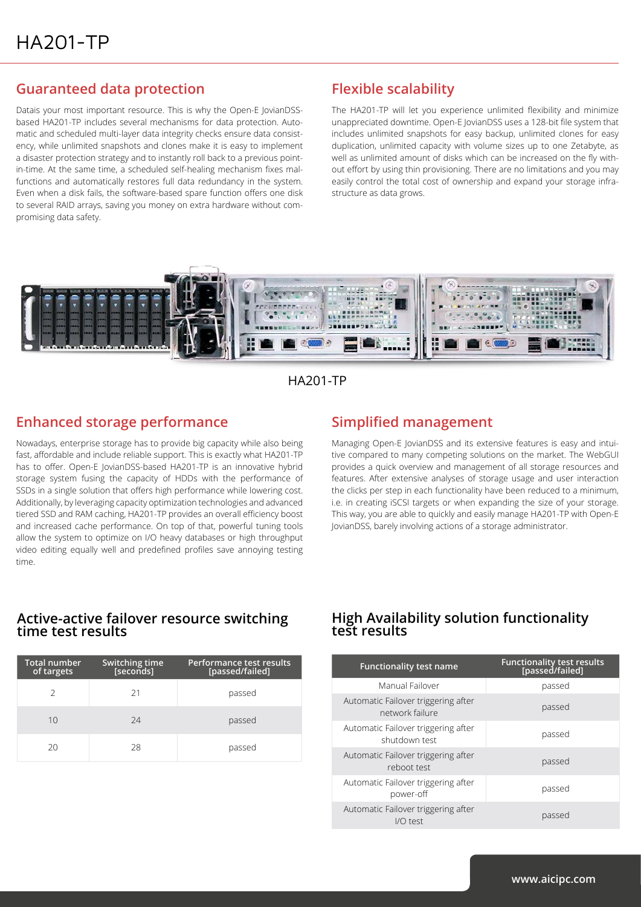# HA201-TP

## Guaranteed data protection

Datais your most important resource. This is why the Open-E JovianDSS-based HA201-TP includes several mechanisms for data protection. Automatic and scheduled multi-layer data integrity checks ensure data consistency, while unlimited snapshots and clones make it is easy to implement a disaster protection strategy and to instantly roll back to a previous point-in-time. At the same time, a scheduled self-healing mechanism fixes malfunctions and automatically restores full data redundancy in the system. Even when a disk fails, the software-based spare function offers one disk to several RAID arrays, saving you money on extra hardware without compromising data safety.

## Flexible scalability

The HA201-TP will let you experience unlimited flexibility and minimize unappreciated downtime. Open-E JovianDSS uses a 128-bit file system that includes unlimited snapshots for easy backup, unlimited clones for easy duplication, unlimited capacity with volume sizes up to one Zetabyte, as well as unlimited amount of disks which can be increased on the fly without effort by using thin provisioning. There are no limitations and you may easily control the total cost of ownership and expand your storage infrastructure as data grows.

HA201-TP

## Enhanced storage performance

Nowadays, enterprise storage has to provide big capacity while also being fast, affordable and include reliable support. This is exactly what HA201-TP has to offer. Open-E JovianDSS-based HA201-TP is an innovative hybrid storage system fusing the capacity of HDDs with the performance of SSDs in a single solution that offers high performance while lowering cost. Additionally, by leveraging capacity optimization technologies and advanced tiered SSD and RAM caching, HA201-TP provides an overall efficiency boost and increased cache performance. On top of that, powerful tuning tools allow the system to optimize on I/O heavy databases or high throughput video editing equally well and predefined profiles save annoying testing time.

## Simplified management

Managing Open-E JovianDSS and its extensive features is easy and intuitive compared to many competing solutions on the market. The WebGUI provides a quick overview and management of all storage resources and features. After extensive analyses of storage usage and user interaction the clicks per step in each functionality have been reduced to a minimum, i.e. in creating iSCSI targets or when expanding the size of your storage. This way, you are able to quickly and easily manage HA201-TP with Open-E JovianDSS, barely involving actions of a storage administrator.

## Active-active failover resource switching time test results

| Total number of targets | Switching time [seconds] | Performance test results [passed/failed] |
|---|---|---|
| 2 | 21 | passed |
| 10 | 24 | passed |
| 20 | 28 | passed |

## High Availability solution functionality test results

| Functionality test name | Functionality test results [passed/failed] |
|---|---|
| Manual Failover | passed |
| Automatic Failover triggering after network failure | passed |
| Automatic Failover triggering after shutdown test | passed |
| Automatic Failover triggering after reboot test | passed |
| Automatic Failover triggering after power-off | passed |
| Automatic Failover triggering after I/O test | passed |

www.aicipc.com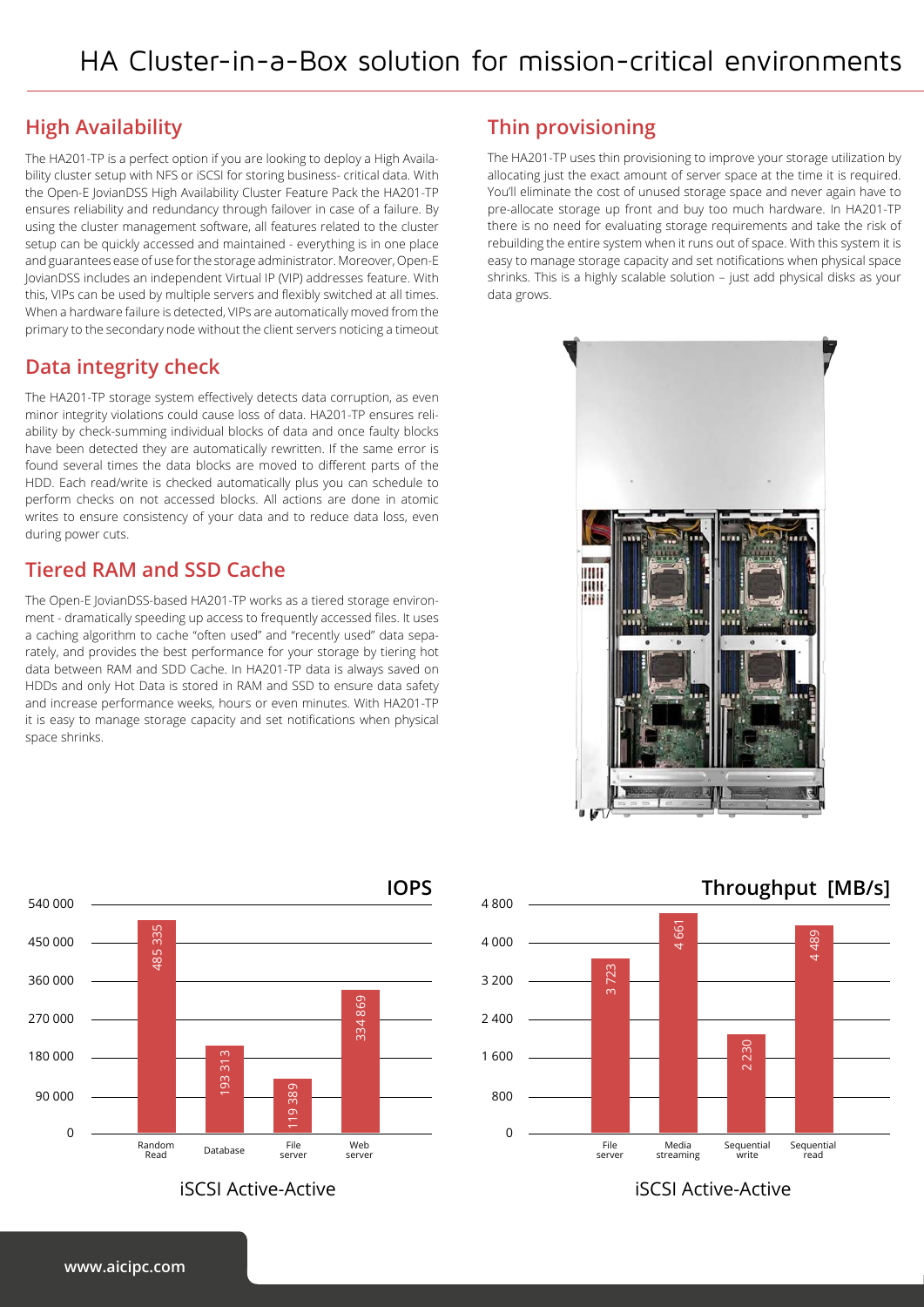# HA Cluster-in-a-Box solution for mission-critical environments

## High Availability

The HA201-TP is a perfect option if you are looking to deploy a High Availability cluster setup with NFS or iSCSI for storing business- critical data. With the Open-E JovianDSS High Availability Cluster Feature Pack the HA201-TP ensures reliability and redundancy through failover in case of a failure. By using the cluster management software, all features related to the cluster setup can be quickly accessed and maintained - everything is in one place and guarantees ease of use for the storage administrator. Moreover, Open-E JovianDSS includes an independent Virtual IP (VIP) addresses feature. With this, VIPs can be used by multiple servers and flexibly switched at all times. When a hardware failure is detected, VIPs are automatically moved from the primary to the secondary node without the client servers noticing a timeout

## Data integrity check

The HA201-TP storage system effectively detects data corruption, as even minor integrity violations could cause loss of data. HA201-TP ensures reliability by check-summing individual blocks of data and once faulty blocks have been detected they are automatically rewritten. If the same error is found several times the data blocks are moved to different parts of the HDD. Each read/write is checked automatically plus you can schedule to perform checks on not accessed blocks. All actions are done in atomic writes to ensure consistency of your data and to reduce data loss, even during power cuts.

## Tiered RAM and SSD Cache

The Open-E JovianDSS-based HA201-TP works as a tiered storage environment - dramatically speeding up access to frequently accessed files. It uses a caching algorithm to cache "often used" and "recently used" data separately, and provides the best performance for your storage by tiering hot data between RAM and SDD Cache. In HA201-TP data is always saved on HDDs and only Hot Data is stored in RAM and SSD to ensure data safety and increase performance weeks, hours or even minutes. With HA201-TP it is easy to manage storage capacity and set notifications when physical space shrinks.

## Thin provisioning

The HA201-TP uses thin provisioning to improve your storage utilization by allocating just the exact amount of server space at the time it is required. You'll eliminate the cost of unused storage space and never again have to pre-allocate storage up front and buy too much hardware. In HA201-TP there is no need for evaluating storage requirements and take the risk of rebuilding the entire system when it runs out of space. With this system it is easy to manage storage capacity and set notifications when physical space shrinks. This is a highly scalable solution – just add physical disks as your data grows.

**IOPS**

| Random Read | Database | File server | Web server |
|---|---|---|---|
| 485 335 | 193 313 | 119 389 | 334 869 |

iSCSI Active-Active

**Throughput [MB/s]**

| File server | Media streaming | Sequential write | Sequential read |
|---|---|---|---|
| 3 723 | 4 661 | 2 230 | 4 489 |

iSCSI Active-Active

www.aicipc.com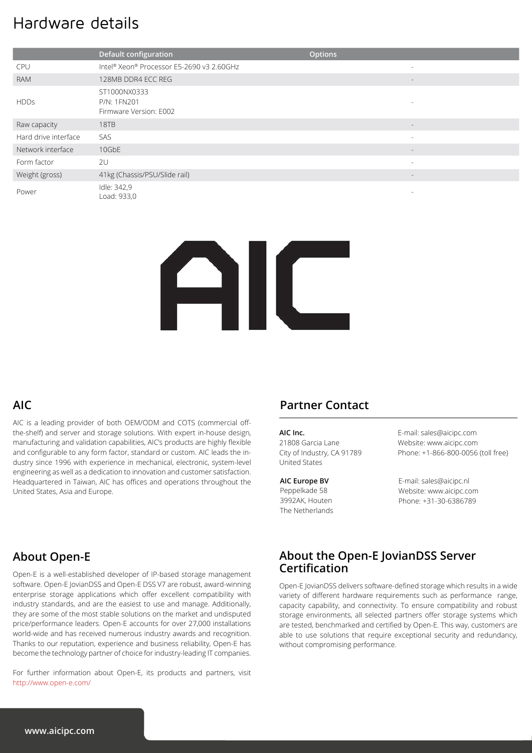# Hardware details

| | Default configuration | Options |
|---|---|---|
| CPU | Intel® Xeon® Processor E5-2690 v3 2.60GHz | - |
| RAM | 128MB DDR4 ECC REG | - |
| HDDs | ST1000NX0333<br>P/N: 1FN201<br>Firmware Version: E002 | - |
| Raw capacity | 18TB | - |
| Hard drive interface | SAS | - |
| Network interface | 10GbE | - |
| Form factor | 2U | - |
| Weight (gross) | 41kg (Chassis/PSU/Slide rail) | - |
| Power | Idle: 342,9<br>Load: 933,0 | - |

AIC

## AIC

AIC is a leading provider of both OEM/ODM and COTS (commercial off-the-shelf) and server and storage solutions. With expert in-house design, manufacturing and validation capabilities, AIC's products are highly flexible and configurable to any form factor, standard or custom. AIC leads the industry since 1996 with experience in mechanical, electronic, system-level engineering as well as a dedication to innovation and customer satisfaction. Headquartered in Taiwan, AIC has offices and operations throughout the United States, Asia and Europe.

## Partner Contact

**AIC Inc.**
21808 Garcia Lane
City of Industry, CA 91789
United States

E-mail: sales@aicipc.com
Website: www.aicipc.com
Phone: +1-866-800-0056 (toll free)

**AIC Europe BV**
Peppelkade 58
3992AK, Houten
The Netherlands

E-mail: sales@aicipc.nl
Website: www.aicipc.com
Phone: +31-30-6386789

## About Open-E

Open-E is a well-established developer of IP-based storage management software. Open-E JovianDSS and Open-E DSS V7 are robust, award-winning enterprise storage applications which offer excellent compatibility with industry standards, and are the easiest to use and manage. Additionally, they are some of the most stable solutions on the market and undisputed price/performance leaders. Open-E accounts for over 27,000 installations world-wide and has received numerous industry awards and recognition. Thanks to our reputation, experience and business reliability, Open-E has become the technology partner of choice for industry-leading IT companies.

For further information about Open-E, its products and partners, visit http://www.open-e.com/

## About the Open-E JovianDSS Server Certification

Open-E JovianDSS delivers software-defined storage which results in a wide variety of different hardware requirements such as performance range, capacity capability, and connectivity. To ensure compatibility and robust storage environments, all selected partners offer storage systems which are tested, benchmarked and certified by Open-E. This way, customers are able to use solutions that require exceptional security and redundancy, without compromising performance.

www.aicipc.com